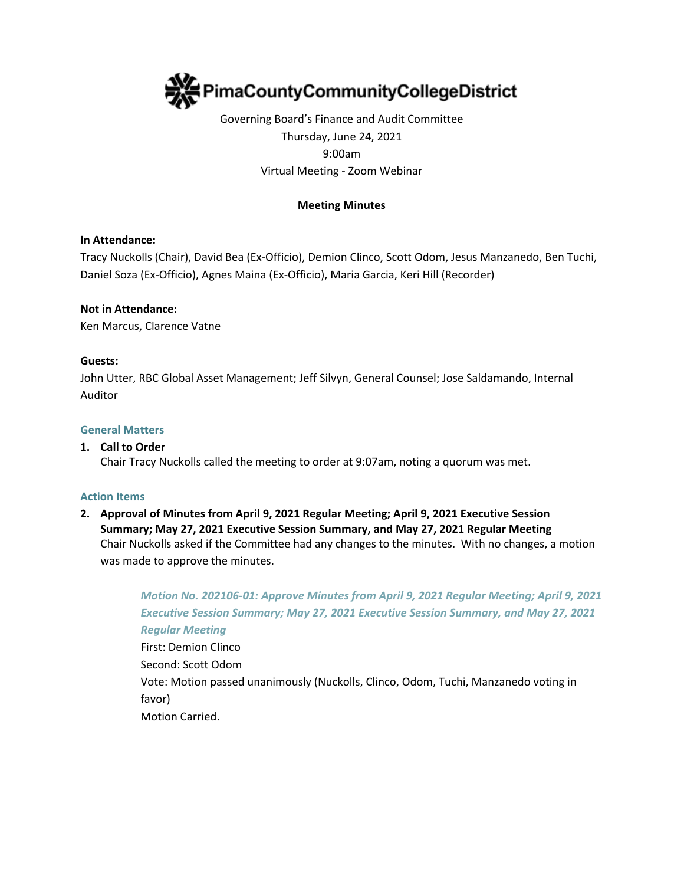# PimaCountyCommunityCollegeDistrict

Governing Board's Finance and Audit Committee
Thursday, June 24, 2021
9:00am
Virtual Meeting - Zoom Webinar

**Meeting Minutes**

**In Attendance:**
Tracy Nuckolls (Chair), David Bea (Ex-Officio), Demion Clinco, Scott Odom, Jesus Manzanedo, Ben Tuchi, Daniel Soza (Ex-Officio), Agnes Maina (Ex-Officio), Maria Garcia, Keri Hill (Recorder)

**Not in Attendance:**
Ken Marcus, Clarence Vatne

**Guests:**
John Utter, RBC Global Asset Management; Jeff Silvyn, General Counsel; Jose Saldamando, Internal Auditor

## General Matters

1. **Call to Order**
   Chair Tracy Nuckolls called the meeting to order at 9:07am, noting a quorum was met.

## Action Items

2. **Approval of Minutes from April 9, 2021 Regular Meeting; April 9, 2021 Executive Session Summary; May 27, 2021 Executive Session Summary, and May 27, 2021 Regular Meeting**
   Chair Nuckolls asked if the Committee had any changes to the minutes. With no changes, a motion was made to approve the minutes.

   ***Motion No. 202106-01: Approve Minutes from April 9, 2021 Regular Meeting; April 9, 2021 Executive Session Summary; May 27, 2021 Executive Session Summary, and May 27, 2021 Regular Meeting***
   First: Demion Clinco
   Second: Scott Odom
   Vote: Motion passed unanimously (Nuckolls, Clinco, Odom, Tuchi, Manzanedo voting in favor)
   Motion Carried.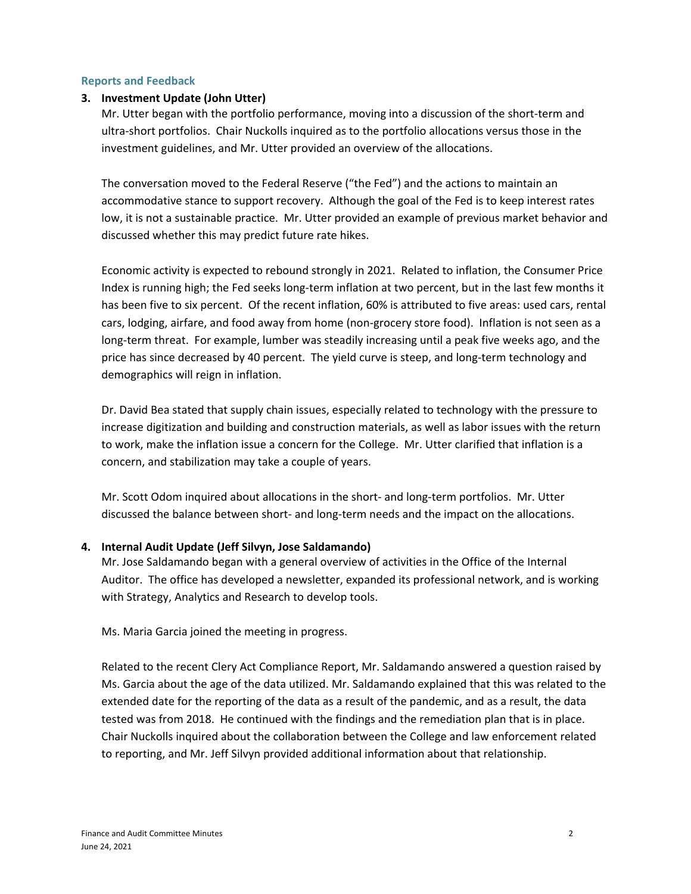### Reports and Feedback

**3. Investment Update (John Utter)**

Mr. Utter began with the portfolio performance, moving into a discussion of the short-term and ultra-short portfolios. Chair Nuckolls inquired as to the portfolio allocations versus those in the investment guidelines, and Mr. Utter provided an overview of the allocations.

The conversation moved to the Federal Reserve ("the Fed") and the actions to maintain an accommodative stance to support recovery. Although the goal of the Fed is to keep interest rates low, it is not a sustainable practice. Mr. Utter provided an example of previous market behavior and discussed whether this may predict future rate hikes.

Economic activity is expected to rebound strongly in 2021. Related to inflation, the Consumer Price Index is running high; the Fed seeks long-term inflation at two percent, but in the last few months it has been five to six percent. Of the recent inflation, 60% is attributed to five areas: used cars, rental cars, lodging, airfare, and food away from home (non-grocery store food). Inflation is not seen as a long-term threat. For example, lumber was steadily increasing until a peak five weeks ago, and the price has since decreased by 40 percent. The yield curve is steep, and long-term technology and demographics will reign in inflation.

Dr. David Bea stated that supply chain issues, especially related to technology with the pressure to increase digitization and building and construction materials, as well as labor issues with the return to work, make the inflation issue a concern for the College. Mr. Utter clarified that inflation is a concern, and stabilization may take a couple of years.

Mr. Scott Odom inquired about allocations in the short- and long-term portfolios. Mr. Utter discussed the balance between short- and long-term needs and the impact on the allocations.

**4. Internal Audit Update (Jeff Silvyn, Jose Saldamando)**

Mr. Jose Saldamando began with a general overview of activities in the Office of the Internal Auditor. The office has developed a newsletter, expanded its professional network, and is working with Strategy, Analytics and Research to develop tools.

Ms. Maria Garcia joined the meeting in progress.

Related to the recent Clery Act Compliance Report, Mr. Saldamando answered a question raised by Ms. Garcia about the age of the data utilized. Mr. Saldamando explained that this was related to the extended date for the reporting of the data as a result of the pandemic, and as a result, the data tested was from 2018. He continued with the findings and the remediation plan that is in place. Chair Nuckolls inquired about the collaboration between the College and law enforcement related to reporting, and Mr. Jeff Silvyn provided additional information about that relationship.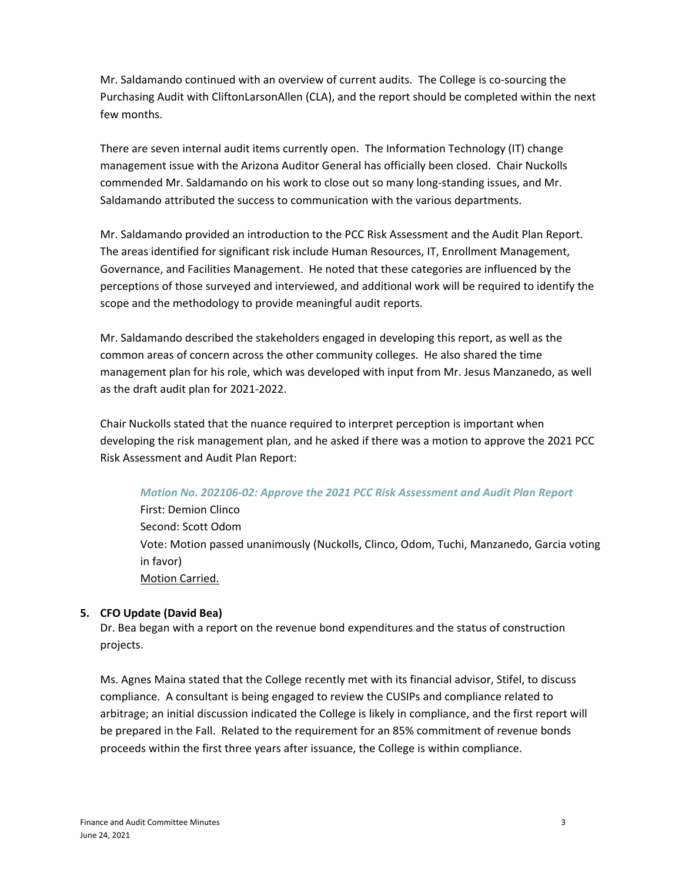Mr. Saldamando continued with an overview of current audits. The College is co-sourcing the Purchasing Audit with CliftonLarsonAllen (CLA), and the report should be completed within the next few months.

There are seven internal audit items currently open. The Information Technology (IT) change management issue with the Arizona Auditor General has officially been closed. Chair Nuckolls commended Mr. Saldamando on his work to close out so many long-standing issues, and Mr. Saldamando attributed the success to communication with the various departments.

Mr. Saldamando provided an introduction to the PCC Risk Assessment and the Audit Plan Report. The areas identified for significant risk include Human Resources, IT, Enrollment Management, Governance, and Facilities Management. He noted that these categories are influenced by the perceptions of those surveyed and interviewed, and additional work will be required to identify the scope and the methodology to provide meaningful audit reports.

Mr. Saldamando described the stakeholders engaged in developing this report, as well as the common areas of concern across the other community colleges. He also shared the time management plan for his role, which was developed with input from Mr. Jesus Manzanedo, as well as the draft audit plan for 2021-2022.

Chair Nuckolls stated that the nuance required to interpret perception is important when developing the risk management plan, and he asked if there was a motion to approve the 2021 PCC Risk Assessment and Audit Plan Report:

> ***Motion No. 202106-02: Approve the 2021 PCC Risk Assessment and Audit Plan Report***
> First: Demion Clinco
> Second: Scott Odom
> Vote: Motion passed unanimously (Nuckolls, Clinco, Odom, Tuchi, Manzanedo, Garcia voting in favor)
> <u>Motion Carried.</u>

**5. CFO Update (David Bea)**

Dr. Bea began with a report on the revenue bond expenditures and the status of construction projects.

Ms. Agnes Maina stated that the College recently met with its financial advisor, Stifel, to discuss compliance. A consultant is being engaged to review the CUSIPs and compliance related to arbitrage; an initial discussion indicated the College is likely in compliance, and the first report will be prepared in the Fall. Related to the requirement for an 85% commitment of revenue bonds proceeds within the first three years after issuance, the College is within compliance.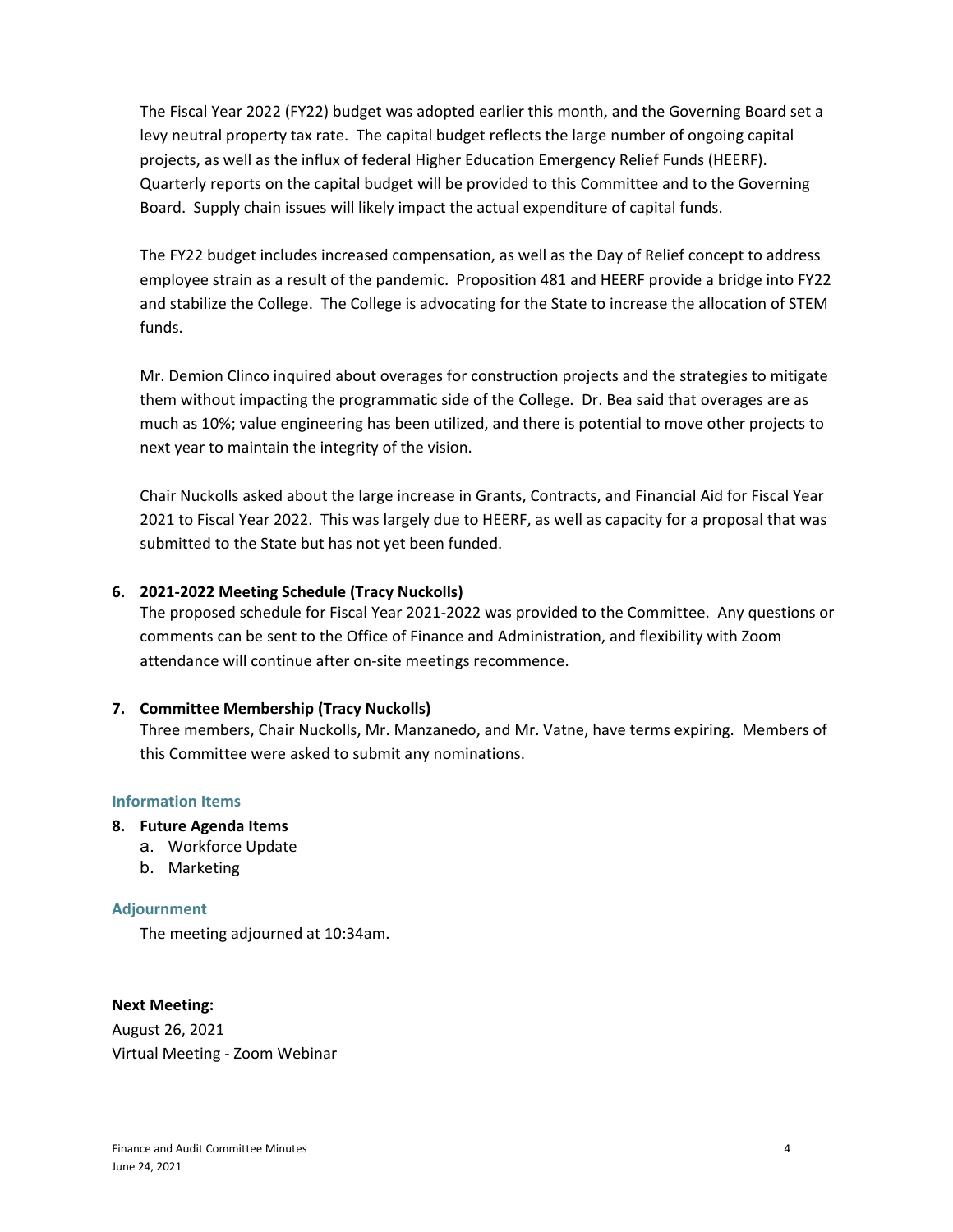The Fiscal Year 2022 (FY22) budget was adopted earlier this month, and the Governing Board set a levy neutral property tax rate. The capital budget reflects the large number of ongoing capital projects, as well as the influx of federal Higher Education Emergency Relief Funds (HEERF). Quarterly reports on the capital budget will be provided to this Committee and to the Governing Board. Supply chain issues will likely impact the actual expenditure of capital funds.

The FY22 budget includes increased compensation, as well as the Day of Relief concept to address employee strain as a result of the pandemic. Proposition 481 and HEERF provide a bridge into FY22 and stabilize the College. The College is advocating for the State to increase the allocation of STEM funds.

Mr. Demion Clinco inquired about overages for construction projects and the strategies to mitigate them without impacting the programmatic side of the College. Dr. Bea said that overages are as much as 10%; value engineering has been utilized, and there is potential to move other projects to next year to maintain the integrity of the vision.

Chair Nuckolls asked about the large increase in Grants, Contracts, and Financial Aid for Fiscal Year 2021 to Fiscal Year 2022. This was largely due to HEERF, as well as capacity for a proposal that was submitted to the State but has not yet been funded.

**6. 2021-2022 Meeting Schedule (Tracy Nuckolls)**

The proposed schedule for Fiscal Year 2021-2022 was provided to the Committee. Any questions or comments can be sent to the Office of Finance and Administration, and flexibility with Zoom attendance will continue after on-site meetings recommence.

**7. Committee Membership (Tracy Nuckolls)**

Three members, Chair Nuckolls, Mr. Manzanedo, and Mr. Vatne, have terms expiring. Members of this Committee were asked to submit any nominations.

### Information Items

**8. Future Agenda Items**

a. Workforce Update
b. Marketing

### Adjournment

The meeting adjourned at 10:34am.

**Next Meeting:**
August 26, 2021
Virtual Meeting - Zoom Webinar